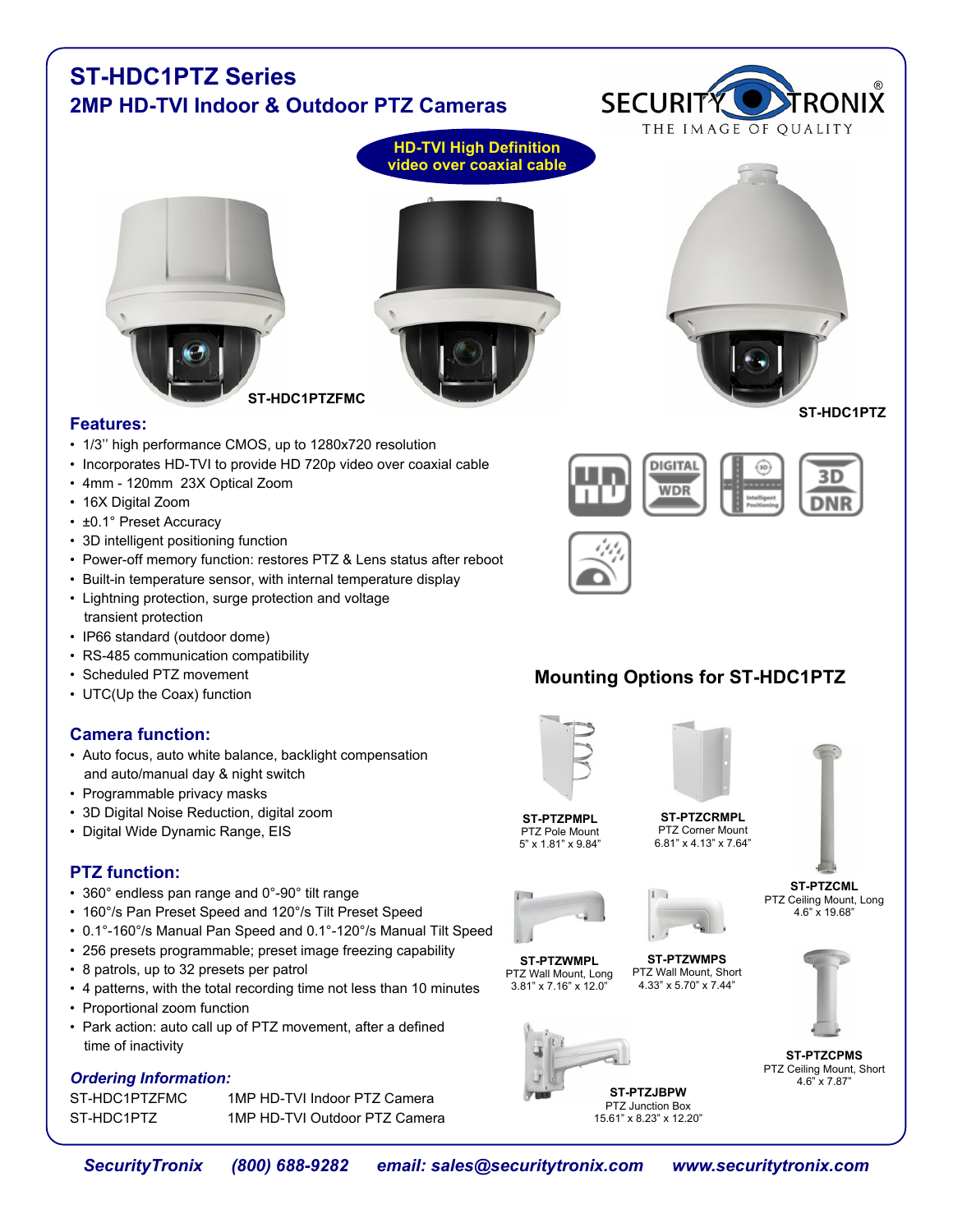# ST-HDC1PTZ Series

## 2MP HD-TVI Indoor & Outdoor PTZ Cameras

SECURITY TRONIX®
THE IMAGE OF QUALITY

**HD-TVI High Definition video over coaxial cable**

ST-HDC1PTZFMC

ST-HDC1PTZ

### Features:

- 1/3'' high performance CMOS, up to 1280x720 resolution
- Incorporates HD-TVI to provide HD 720p video over coaxial cable
- 4mm - 120mm 23X Optical Zoom
- 16X Digital Zoom
- ±0.1° Preset Accuracy
- 3D intelligent positioning function
- Power-off memory function: restores PTZ & Lens status after reboot
- Built-in temperature sensor, with internal temperature display
- Lightning protection, surge protection and voltage transient protection
- IP66 standard (outdoor dome)
- RS-485 communication compatibility
- Scheduled PTZ movement
- UTC(Up the Coax) function

### Camera function:

- Auto focus, auto white balance, backlight compensation and auto/manual day & night switch
- Programmable privacy masks
- 3D Digital Noise Reduction, digital zoom
- Digital Wide Dynamic Range, EIS

### PTZ function:

- 360° endless pan range and 0°-90° tilt range
- 160°/s Pan Preset Speed and 120°/s Tilt Preset Speed
- 0.1°-160°/s Manual Pan Speed and 0.1°-120°/s Manual Tilt Speed
- 256 presets programmable; preset image freezing capability
- 8 patrols, up to 32 presets per patrol
- 4 patterns, with the total recording time not less than 10 minutes
- Proportional zoom function
- Park action: auto call up of PTZ movement, after a defined time of inactivity

### *Ordering Information:*

| | |
|---|---|
| ST-HDC1PTZFMC | 1MP HD-TVI Indoor PTZ Camera |
| ST-HDC1PTZ | 1MP HD-TVI Outdoor PTZ Camera |

### Mounting Options for ST-HDC1PTZ

**ST-PTZPMPL**
PTZ Pole Mount
5" x 1.81" x 9.84"

**ST-PTZCRMPL**
PTZ Corner Mount
6.81" x 4.13" x 7.64"

**ST-PTZCML**
PTZ Ceiling Mount, Long
4.6" x 19.68"

**ST-PTZWMPL**
PTZ Wall Mount, Long
3.81" x 7.16" x 12.0"

**ST-PTZWMPS**
PTZ Wall Mount, Short
4.33" x 5.70" x 7.44"

**ST-PTZCPMS**
PTZ Ceiling Mount, Short
4.6" x 7.87"

**ST-PTZJBPW**
PTZ Junction Box
15.61" x 8.23" x 12.20"

***SecurityTronix (800) 688-9282 email: sales@securitytronix.com www.securitytronix.com***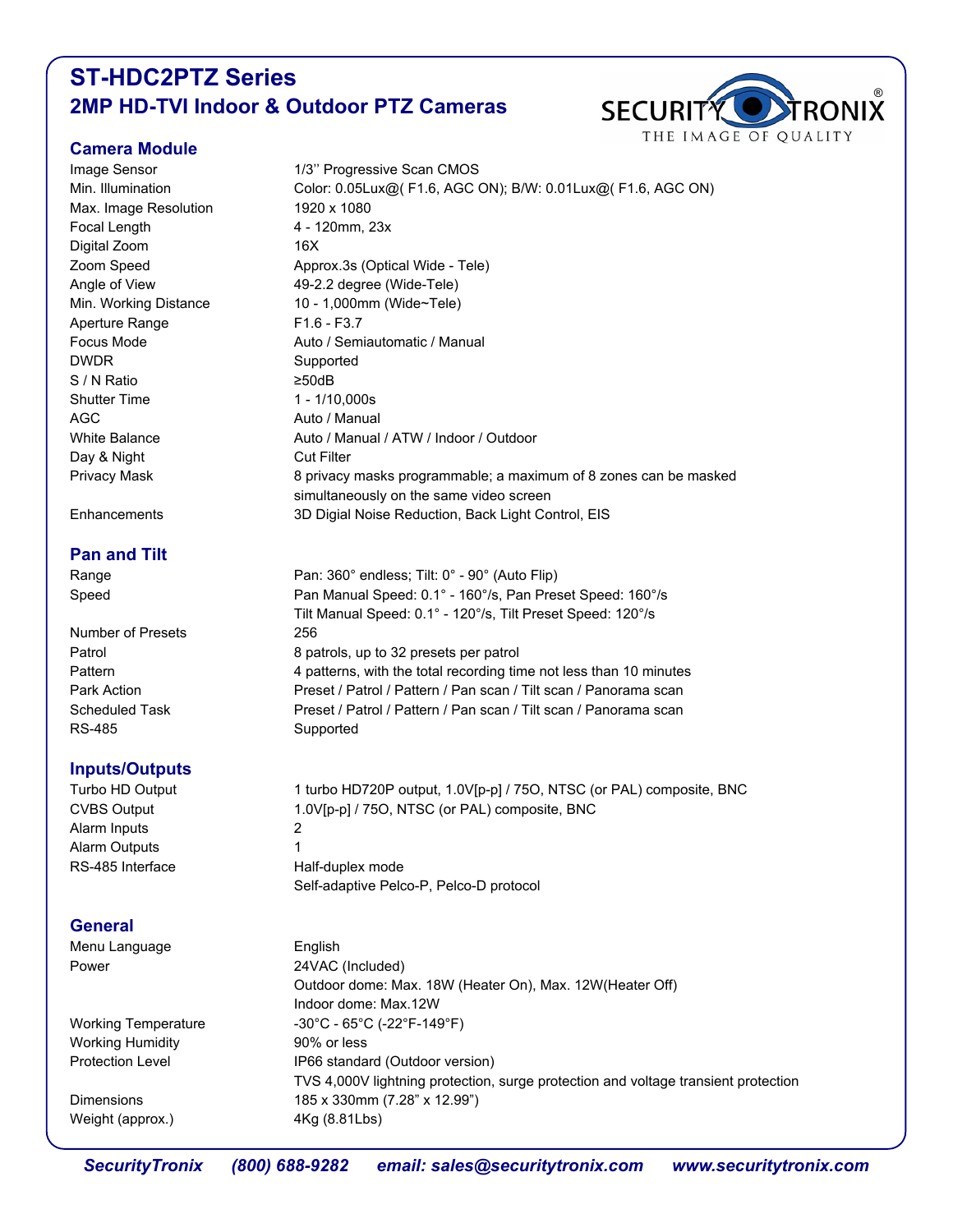# ST-HDC2PTZ Series

## 2MP HD-TVI Indoor & Outdoor PTZ Cameras

SECURITY TRONIX®
THE IMAGE OF QUALITY

### Camera Module

| | |
|---|---|
| Image Sensor | 1/3'' Progressive Scan CMOS |
| Min. Illumination | Color: 0.05Lux@( F1.6, AGC ON); B/W: 0.01Lux@( F1.6, AGC ON) |
| Max. Image Resolution | 1920 x 1080 |
| Focal Length | 4 - 120mm, 23x |
| Digital Zoom | 16X |
| Zoom Speed | Approx.3s (Optical Wide - Tele) |
| Angle of View | 49-2.2 degree (Wide-Tele) |
| Min. Working Distance | 10 - 1,000mm (Wide~Tele) |
| Aperture Range | F1.6 - F3.7 |
| Focus Mode | Auto / Semiautomatic / Manual |
| DWDR | Supported |
| S / N Ratio | ≥50dB |
| Shutter Time | 1 - 1/10,000s |
| AGC | Auto / Manual |
| White Balance | Auto / Manual / ATW / Indoor / Outdoor |
| Day & Night | Cut Filter |
| Privacy Mask | 8 privacy masks programmable; a maximum of 8 zones can be masked simultaneously on the same video screen |
| Enhancements | 3D Digial Noise Reduction, Back Light Control, EIS |

### Pan and Tilt

| | |
|---|---|
| Range | Pan: 360° endless; Tilt: 0° - 90° (Auto Flip) |
| Speed | Pan Manual Speed: 0.1° - 160°/s, Pan Preset Speed: 160°/s<br>Tilt Manual Speed: 0.1° - 120°/s, Tilt Preset Speed: 120°/s |
| Number of Presets | 256 |
| Patrol | 8 patrols, up to 32 presets per patrol |
| Pattern | 4 patterns, with the total recording time not less than 10 minutes |
| Park Action | Preset / Patrol / Pattern / Pan scan / Tilt scan / Panorama scan |
| Scheduled Task | Preset / Patrol / Pattern / Pan scan / Tilt scan / Panorama scan |
| RS-485 | Supported |

### Inputs/Outputs

| | |
|---|---|
| Turbo HD Output | 1 turbo HD720P output, 1.0V[p-p] / 75O, NTSC (or PAL) composite, BNC |
| CVBS Output | 1.0V[p-p] / 75O, NTSC (or PAL) composite, BNC |
| Alarm Inputs | 2 |
| Alarm Outputs | 1 |
| RS-485 Interface | Half-duplex mode<br>Self-adaptive Pelco-P, Pelco-D protocol |

### General

| | |
|---|---|
| Menu Language | English |
| Power | 24VAC (Included)<br>Outdoor dome: Max. 18W (Heater On), Max. 12W(Heater Off)<br>Indoor dome: Max.12W |
| Working Temperature | -30°C - 65°C (-22°F-149°F) |
| Working Humidity | 90% or less |
| Protection Level | IP66 standard (Outdoor version)<br>TVS 4,000V lightning protection, surge protection and voltage transient protection |
| Dimensions | 185 x 330mm (7.28" x 12.99") |
| Weight (approx.) | 4Kg (8.81Lbs) |

***SecurityTronix (800) 688-9282 email: sales@securitytronix.com www.securitytronix.com***